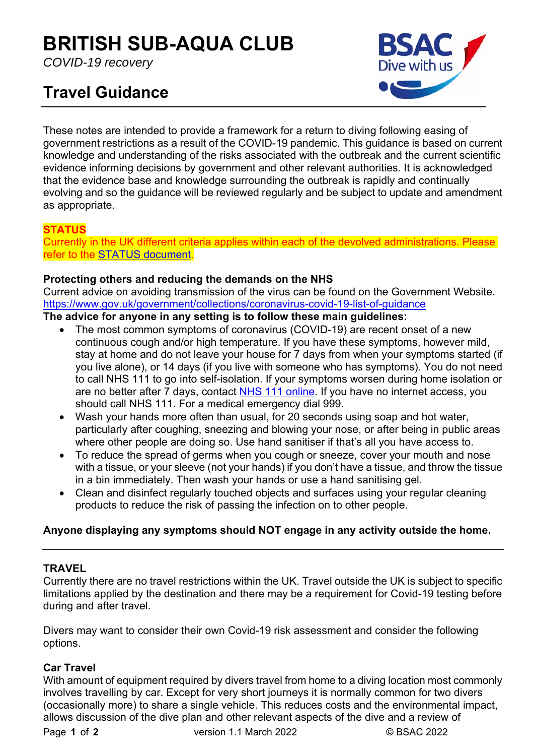# BRITISH SUB-AQUA CLUB

*COVID-19 recovery*

## Travel Guidance

These notes are intended to provide a framework for a return to diving following easing of government restrictions as a result of the COVID-19 pandemic. This guidance is based on current knowledge and understanding of the risks associated with the outbreak and the current scientific evidence informing decisions by government and other relevant authorities. It is acknowledged that the evidence base and knowledge surrounding the outbreak is rapidly and continually evolving and so the guidance will be reviewed regularly and be subject to update and amendment as appropriate.

**STATUS**

Currently in the UK different criteria applies within each of the devolved administrations. Please refer to the STATUS document.

**Protecting others and reducing the demands on the NHS**

Current advice on avoiding transmission of the virus can be found on the Government Website. https://www.gov.uk/government/collections/coronavirus-covid-19-list-of-guidance

**The advice for anyone in any setting is to follow these main guidelines:**

- The most common symptoms of coronavirus (COVID-19) are recent onset of a new continuous cough and/or high temperature. If you have these symptoms, however mild, stay at home and do not leave your house for 7 days from when your symptoms started (if you live alone), or 14 days (if you live with someone who has symptoms). You do not need to call NHS 111 to go into self-isolation. If your symptoms worsen during home isolation or are no better after 7 days, contact NHS 111 online. If you have no internet access, you should call NHS 111. For a medical emergency dial 999.
- Wash your hands more often than usual, for 20 seconds using soap and hot water, particularly after coughing, sneezing and blowing your nose, or after being in public areas where other people are doing so. Use hand sanitiser if that's all you have access to.
- To reduce the spread of germs when you cough or sneeze, cover your mouth and nose with a tissue, or your sleeve (not your hands) if you don't have a tissue, and throw the tissue in a bin immediately. Then wash your hands or use a hand sanitising gel.
- Clean and disinfect regularly touched objects and surfaces using your regular cleaning products to reduce the risk of passing the infection on to other people.

**Anyone displaying any symptoms should NOT engage in any activity outside the home.**

---

**TRAVEL**

Currently there are no travel restrictions within the UK. Travel outside the UK is subject to specific limitations applied by the destination and there may be a requirement for Covid-19 testing before during and after travel.

Divers may want to consider their own Covid-19 risk assessment and consider the following options.

**Car Travel**

With amount of equipment required by divers travel from home to a diving location most commonly involves travelling by car. Except for very short journeys it is normally common for two divers (occasionally more) to share a single vehicle. This reduces costs and the environmental impact, allows discussion of the dive plan and other relevant aspects of the dive and a review of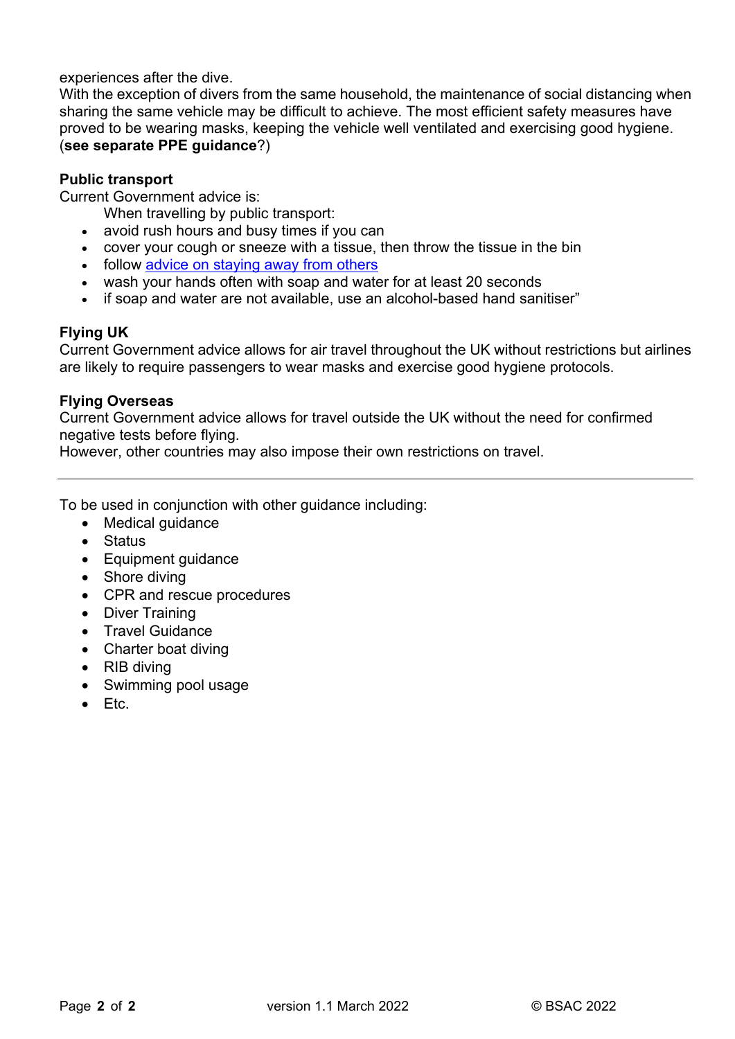experiences after the dive.

With the exception of divers from the same household, the maintenance of social distancing when sharing the same vehicle may be difficult to achieve. The most efficient safety measures have proved to be wearing masks, keeping the vehicle well ventilated and exercising good hygiene. (**see separate PPE guidance**?)

**Public transport**

Current Government advice is:

When travelling by public transport:

- avoid rush hours and busy times if you can
- cover your cough or sneeze with a tissue, then throw the tissue in the bin
- follow [advice on staying away from others]
- wash your hands often with soap and water for at least 20 seconds
- if soap and water are not available, use an alcohol-based hand sanitiser"

**Flying UK**

Current Government advice allows for air travel throughout the UK without restrictions but airlines are likely to require passengers to wear masks and exercise good hygiene protocols.

**Flying Overseas**

Current Government advice allows for travel outside the UK without the need for confirmed negative tests before flying.

However, other countries may also impose their own restrictions on travel.

---

To be used in conjunction with other guidance including:

- Medical guidance
- Status
- Equipment guidance
- Shore diving
- CPR and rescue procedures
- Diver Training
- Travel Guidance
- Charter boat diving
- RIB diving
- Swimming pool usage
- Etc.

version 1.1 March 2022 © BSAC 2022